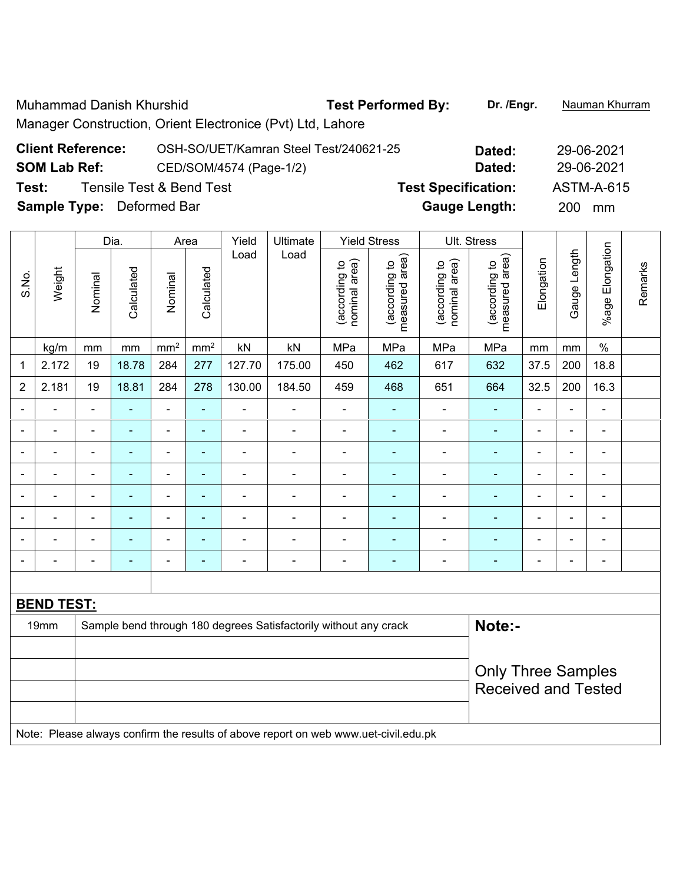Muhammad Danish Khurshid
Manager Construction, Orient Electronice (Pvt) Ltd, Lahore

**Test Performed By:** **Dr. /Engr.** Nauman Khurram

**Client Reference:** OSH-SO/UET/Kamran Steel Test/240621-25 **Dated:** 29-06-2021

**SOM Lab Ref:** CED/SOM/4574 (Page-1/2) **Dated:** 29-06-2021

**Test:** Tensile Test & Bend Test **Test Specification:** ASTM-A-615

**Sample Type:** Deformed Bar **Gauge Length:** 200 mm

| S.No. | Weight | Dia. | | Area | | Yield Load | Ultimate Load | Yield Stress | | Ult. Stress | | Elongation | Gauge Length | %age Elongation | Remarks |
|---|---|---|---|---|---|---|---|---|---|---|---|---|---|---|---|
| | | Nominal | Calculated | Nominal | Calculated | | | (according to nominal area) | (according to measured area) | (according to nominal area) | (according to measured area) | | | | |
| | kg/m | mm | mm | mm² | mm² | kN | kN | MPa | MPa | MPa | MPa | mm | mm | % | |
| 1 | 2.172 | 19 | 18.78 | 284 | 277 | 127.70 | 175.00 | 450 | 462 | 617 | 632 | 37.5 | 200 | 18.8 | |
| 2 | 2.181 | 19 | 18.81 | 284 | 278 | 130.00 | 184.50 | 459 | 468 | 651 | 664 | 32.5 | 200 | 16.3 | |
| - | - | - | - | - | - | - | - | - | - | - | - | - | - | - | |
| - | - | - | - | - | - | - | - | - | - | - | - | - | - | - | |
| - | - | - | - | - | - | - | - | - | - | - | - | - | - | - | |
| - | - | - | - | - | - | - | - | - | - | - | - | - | - | - | |
| - | - | - | - | - | - | - | - | - | - | - | - | - | - | - | |
| - | - | - | - | - | - | - | - | - | - | - | - | - | - | - | |
| - | - | - | - | - | - | - | - | - | - | - | - | - | - | - | |
| - | - | - | - | - | - | - | - | - | - | - | - | - | - | - | |

**BEND TEST:**

| | | |
|---|---|---|
| 19mm | Sample bend through 180 degrees Satisfactorily without any crack | **Note:-** Only Three Samples Received and Tested |

Note: Please always confirm the results of above report on web www.uet-civil.edu.pk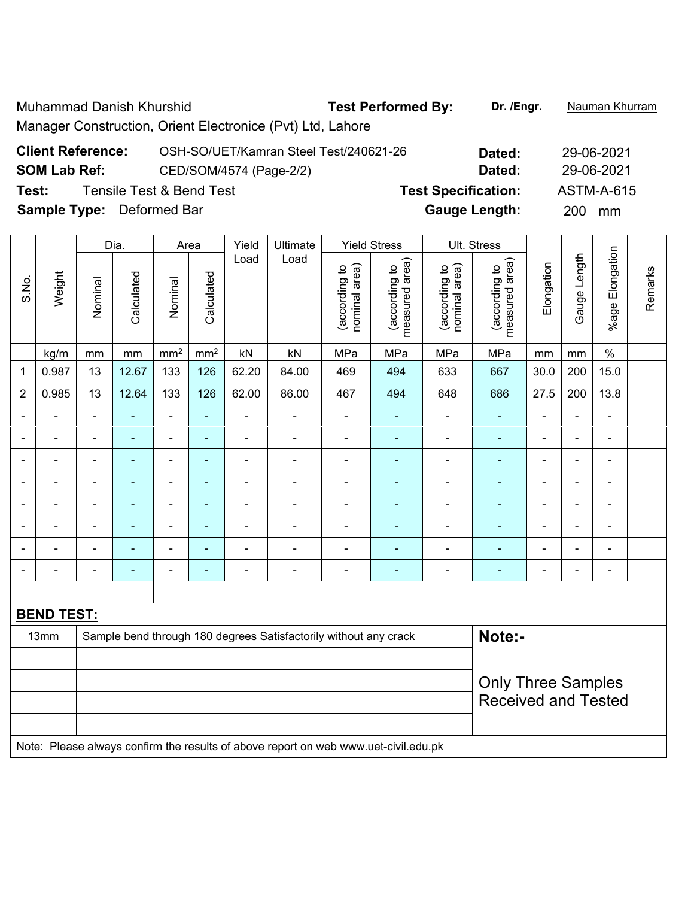Muhammad Danish Khurshid

Manager Construction, Orient Electronice (Pvt) Ltd, Lahore

**Test Performed By:** **Dr. /Engr.** Nauman Khurram

**Client Reference:** OSH-SO/UET/Kamran Steel Test/240621-26 **Dated:** 29-06-2021

**SOM Lab Ref:** CED/SOM/4574 (Page-2/2) **Dated:** 29-06-2021

**Test:** Tensile Test & Bend Test **Test Specification:** ASTM-A-615

**Sample Type:** Deformed Bar **Gauge Length:** 200 mm

| S.No. | Weight | Dia. | | Area | | Yield Load | Ultimate Load | Yield Stress | | Ult. Stress | | Elongation | Gauge Length | %age Elongation | Remarks |
|---|---|---|---|---|---|---|---|---|---|---|---|---|---|---|---|
| | | Nominal | Calculated | Nominal | Calculated | | | (according to nominal area) | (according to measured area) | (according to nominal area) | (according to measured area) | | | | |
| | kg/m | mm | mm | mm² | mm² | kN | kN | MPa | MPa | MPa | MPa | mm | mm | % | |
| 1 | 0.987 | 13 | 12.67 | 133 | 126 | 62.20 | 84.00 | 469 | 494 | 633 | 667 | 30.0 | 200 | 15.0 | |
| 2 | 0.985 | 13 | 12.64 | 133 | 126 | 62.00 | 86.00 | 467 | 494 | 648 | 686 | 27.5 | 200 | 13.8 | |
| - | - | - | - | - | - | - | - | - | - | - | - | - | - | - | |
| - | - | - | - | - | - | - | - | - | - | - | - | - | - | - | |
| - | - | - | - | - | - | - | - | - | - | - | - | - | - | - | |
| - | - | - | - | - | - | - | - | - | - | - | - | - | - | - | |
| - | - | - | - | - | - | - | - | - | - | - | - | - | - | - | |
| - | - | - | - | - | - | - | - | - | - | - | - | - | - | - | |
| - | - | - | - | - | - | - | - | - | - | - | - | - | - | - | |
| - | - | - | - | - | - | - | - | - | - | - | - | - | - | - | |

**BEND TEST:**

| Size | Result |
|---|---|
| 13mm | Sample bend through 180 degrees Satisfactorily without any crack |

**Note:-**

Only Three Samples Received and Tested

Note: Please always confirm the results of above report on web www.uet-civil.edu.pk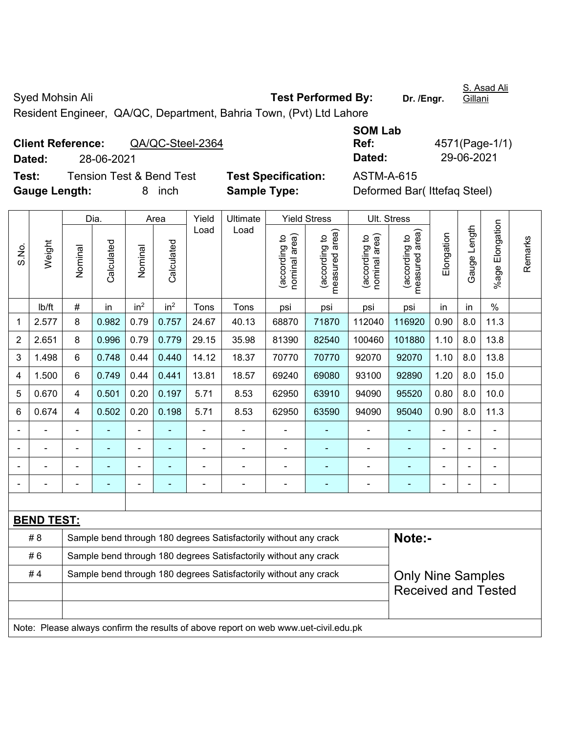Syed Mohsin Ali

Resident Engineer, QA/QC, Department, Bahria Town, (Pvt) Ltd Lahore

**Test Performed By:** Dr. /Engr. S. Asad Ali Gillani

**Client Reference:** QA/QC-Steel-2364

**Dated:** 28-06-2021

**SOM Lab Ref:** 4571(Page-1/1)

**Dated:** 29-06-2021

**Test:** Tension Test & Bend Test

**Test Specification:** ASTM-A-615

**Gauge Length:** 8 inch

**Sample Type:** Deformed Bar( Ittefaq Steel)

| S.No. | Weight | Dia. | | Area | | Yield Load | Ultimate Load | Yield Stress | | Ult. Stress | | Elongation | Gauge Length | %age Elongation | Remarks |
|---|---|---|---|---|---|---|---|---|---|---|---|---|---|---|---|
| | | Nominal | Calculated | Nominal | Calculated | | | (according to nominal area) | (according to measured area) | (according to nominal area) | (according to measured area) | | | | |
| | lb/ft | # | in | $in^2$ | $in^2$ | Tons | Tons | psi | psi | psi | psi | in | in | % | |
| 1 | 2.577 | 8 | 0.982 | 0.79 | 0.757 | 24.67 | 40.13 | 68870 | 71870 | 112040 | 116920 | 0.90 | 8.0 | 11.3 | |
| 2 | 2.651 | 8 | 0.996 | 0.79 | 0.779 | 29.15 | 35.98 | 81390 | 82540 | 100460 | 101880 | 1.10 | 8.0 | 13.8 | |
| 3 | 1.498 | 6 | 0.748 | 0.44 | 0.440 | 14.12 | 18.37 | 70770 | 70770 | 92070 | 92070 | 1.10 | 8.0 | 13.8 | |
| 4 | 1.500 | 6 | 0.749 | 0.44 | 0.441 | 13.81 | 18.57 | 69240 | 69080 | 93100 | 92890 | 1.20 | 8.0 | 15.0 | |
| 5 | 0.670 | 4 | 0.501 | 0.20 | 0.197 | 5.71 | 8.53 | 62950 | 63910 | 94090 | 95520 | 0.80 | 8.0 | 10.0 | |
| 6 | 0.674 | 4 | 0.502 | 0.20 | 0.198 | 5.71 | 8.53 | 62950 | 63590 | 94090 | 95040 | 0.90 | 8.0 | 11.3 | |
| - | - | - | - | - | - | - | - | - | - | - | - | - | - | - | |
| - | - | - | - | - | - | - | - | - | - | - | - | - | - | - | |
| - | - | - | - | - | - | - | - | - | - | - | - | - | - | - | |
| - | - | - | - | - | - | - | - | - | - | - | - | - | - | - | |

**BEND TEST:**

| | | |
|---|---|---|
| # 8 | Sample bend through 180 degrees Satisfactorily without any crack | **Note:-** |
| # 6 | Sample bend through 180 degrees Satisfactorily without any crack | |
| # 4 | Sample bend through 180 degrees Satisfactorily without any crack | Only Nine Samples Received and Tested |

Note: Please always confirm the results of above report on web www.uet-civil.edu.pk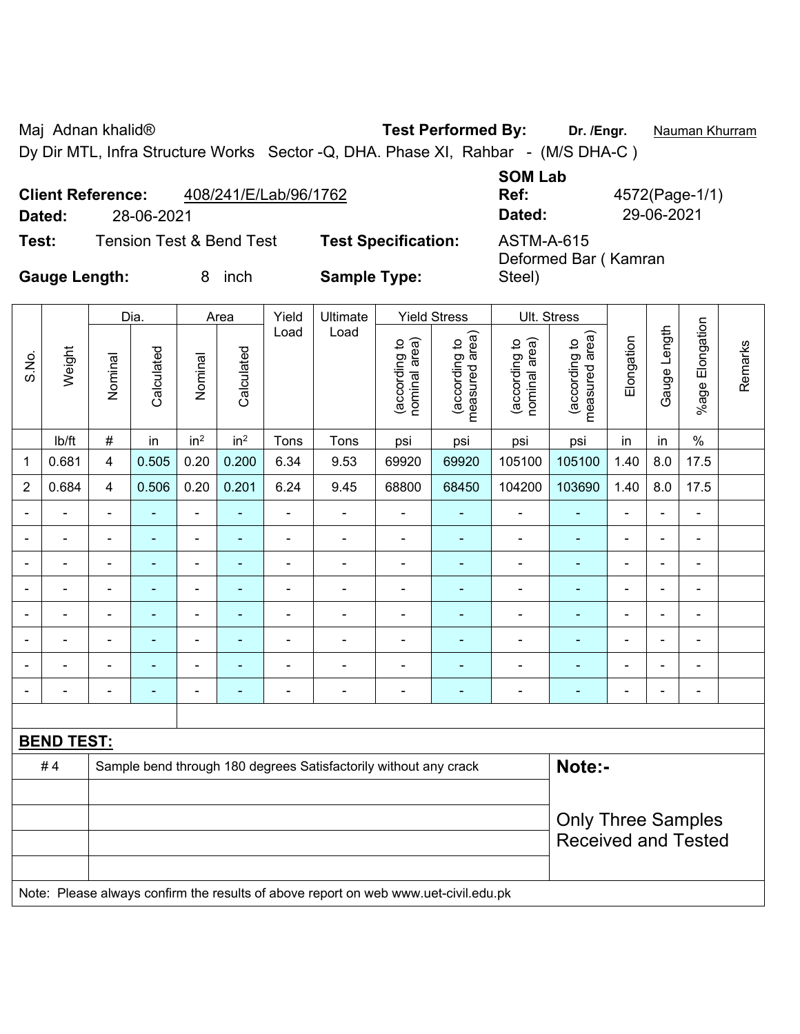Maj Adnan khalid®

Dy Dir MTL, Infra Structure Works Sector -Q, DHA. Phase XI, Rahbar - (M/S DHA-C )

**Test Performed By:** **Dr. /Engr.** Nauman Khurram

**Client Reference:** 408/241/E/Lab/96/1762

**Dated:** 28-06-2021

**SOM Lab Ref:** 4572(Page-1/1)

**Dated:** 29-06-2021

**Test:** Tension Test & Bend Test

**Test Specification:** ASTM-A-615

**Gauge Length:** 8 inch

**Sample Type:** Deformed Bar ( Kamran Steel)

| S.No. | Weight | Dia. | | Area | | Yield Load | Ultimate Load | Yield Stress | | Ult. Stress | | Elongation | Gauge Length | %age Elongation | Remarks |
|---|---|---|---|---|---|---|---|---|---|---|---|---|---|---|---|
| | | Nominal | Calculated | Nominal | Calculated | | | (according to nominal area) | (according to measured area) | (according to nominal area) | (according to measured area) | | | | |
| | lb/ft | # | in | in$^2$ | in$^2$ | Tons | Tons | psi | psi | psi | psi | in | in | % | |
| 1 | 0.681 | 4 | 0.505 | 0.20 | 0.200 | 6.34 | 9.53 | 69920 | 69920 | 105100 | 105100 | 1.40 | 8.0 | 17.5 | |
| 2 | 0.684 | 4 | 0.506 | 0.20 | 0.201 | 6.24 | 9.45 | 68800 | 68450 | 104200 | 103690 | 1.40 | 8.0 | 17.5 | |
| - | - | - | - | - | - | - | - | - | - | - | - | - | - | - | |
| - | - | - | - | - | - | - | - | - | - | - | - | - | - | - | |
| - | - | - | - | - | - | - | - | - | - | - | - | - | - | - | |
| - | - | - | - | - | - | - | - | - | - | - | - | - | - | - | |
| - | - | - | - | - | - | - | - | - | - | - | - | - | - | - | |
| - | - | - | - | - | - | - | - | - | - | - | - | - | - | - | |
| - | - | - | - | - | - | - | - | - | - | - | - | - | - | - | |
| - | - | - | - | - | - | - | - | - | - | - | - | - | - | - | |

**BEND TEST:**

| | | |
|---|---|---|
| # 4 | Sample bend through 180 degrees Satisfactorily without any crack | **Note:-** Only Three Samples Received and Tested |

Note: Please always confirm the results of above report on web www.uet-civil.edu.pk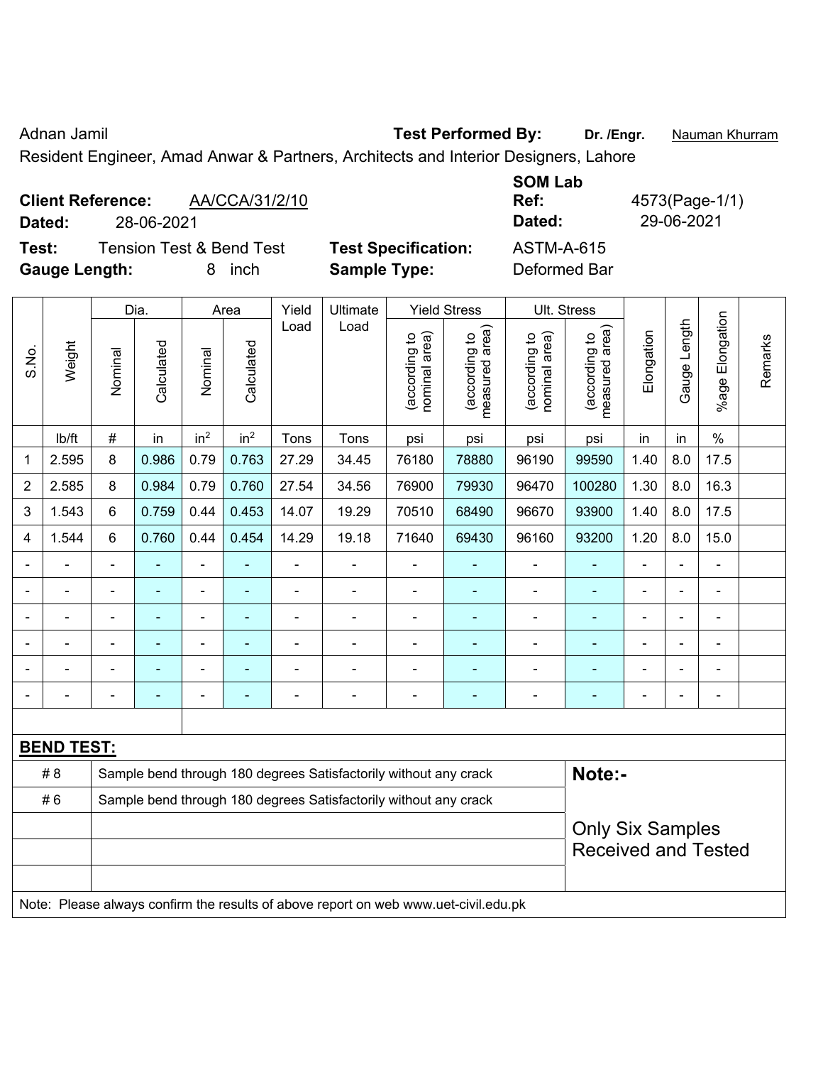Adnan Jamil

Resident Engineer, Amad Anwar & Partners, Architects and Interior Designers, Lahore

**Test Performed By:** Dr. /Engr. Nauman Khurram

**Client Reference:** AA/CCA/31/2/10

**Dated:** 28-06-2021

**SOM Lab Ref:** 4573(Page-1/1)

**Dated:** 29-06-2021

**Test:** Tension Test & Bend Test

**Test Specification:** ASTM-A-615

**Gauge Length:** 8 inch

**Sample Type:** Deformed Bar

| S.No. | Weight | Dia. | | Area | | Yield Load | Ultimate Load | Yield Stress | | Ult. Stress | | Elongation | Gauge Length | %age Elongation | Remarks |
|---|---|---|---|---|---|---|---|---|---|---|---|---|---|---|---|
| | | Nominal | Calculated | Nominal | Calculated | | | (according to nominal area) | (according to measured area) | (according to nominal area) | (according to measured area) | | | | |
| | lb/ft | # | in | in$^2$ | in$^2$ | Tons | Tons | psi | psi | psi | psi | in | in | % | |
| 1 | 2.595 | 8 | 0.986 | 0.79 | 0.763 | 27.29 | 34.45 | 76180 | 78880 | 96190 | 99590 | 1.40 | 8.0 | 17.5 | |
| 2 | 2.585 | 8 | 0.984 | 0.79 | 0.760 | 27.54 | 34.56 | 76900 | 79930 | 96470 | 100280 | 1.30 | 8.0 | 16.3 | |
| 3 | 1.543 | 6 | 0.759 | 0.44 | 0.453 | 14.07 | 19.29 | 70510 | 68490 | 96670 | 93900 | 1.40 | 8.0 | 17.5 | |
| 4 | 1.544 | 6 | 0.760 | 0.44 | 0.454 | 14.29 | 19.18 | 71640 | 69430 | 96160 | 93200 | 1.20 | 8.0 | 15.0 | |
| - | - | - | - | - | - | - | - | - | - | - | - | - | - | - | |
| - | - | - | - | - | - | - | - | - | - | - | - | - | - | - | |
| - | - | - | - | - | - | - | - | - | - | - | - | - | - | - | |
| - | - | - | - | - | - | - | - | - | - | - | - | - | - | - | |
| - | - | - | - | - | - | - | - | - | - | - | - | - | - | - | |
| - | - | - | - | - | - | - | - | - | - | - | - | - | - | - | |

**BEND TEST:**

| | | |
|---|---|---|
| # 8 | Sample bend through 180 degrees Satisfactorily without any crack | **Note:-** |
| # 6 | Sample bend through 180 degrees Satisfactorily without any crack | Only Six Samples Received and Tested |

Note: Please always confirm the results of above report on web www.uet-civil.edu.pk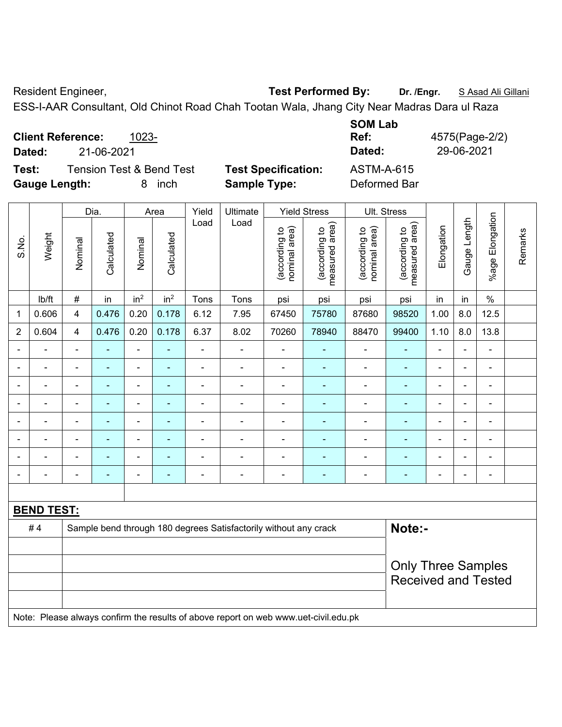Resident Engineer, **Test Performed By:** **Dr. /Engr.** S Asad Ali Gillani

ESS-I-AAR Consultant, Old Chinot Road Chah Tootan Wala, Jhang City Near Madras Dara ul Raza

**Client Reference:** 1023-

**Dated:** 21-06-2021

**SOM Lab Ref:** 4575(Page-2/2)

**Dated:** 29-06-2021

**Test:** Tension Test & Bend Test **Test Specification:** ASTM-A-615

**Gauge Length:** 8 inch **Sample Type:** Deformed Bar

| S.No. | Weight | Dia. | | Area | | Yield Load | Ultimate Load | Yield Stress | | Ult. Stress | | Elongation | Gauge Length | %age Elongation | Remarks |
|---|---|---|---|---|---|---|---|---|---|---|---|---|---|---|---|
| | | Nominal | Calculated | Nominal | Calculated | | | (according to nominal area) | (according to measured area) | (according to nominal area) | (according to measured area) | | | | |
| | lb/ft | # | in | in² | in² | Tons | Tons | psi | psi | psi | psi | in | in | % | |
| 1 | 0.606 | 4 | 0.476 | 0.20 | 0.178 | 6.12 | 7.95 | 67450 | 75780 | 87680 | 98520 | 1.00 | 8.0 | 12.5 | |
| 2 | 0.604 | 4 | 0.476 | 0.20 | 0.178 | 6.37 | 8.02 | 70260 | 78940 | 88470 | 99400 | 1.10 | 8.0 | 13.8 | |
| - | - | - | - | - | - | - | - | - | - | - | - | - | - | - | |
| - | - | - | - | - | - | - | - | - | - | - | - | - | - | - | |
| - | - | - | - | - | - | - | - | - | - | - | - | - | - | - | |
| - | - | - | - | - | - | - | - | - | - | - | - | - | - | - | |
| - | - | - | - | - | - | - | - | - | - | - | - | - | - | - | |
| - | - | - | - | - | - | - | - | - | - | - | - | - | - | - | |
| - | - | - | - | - | - | - | - | - | - | - | - | - | - | - | |
| - | - | - | - | - | - | - | - | - | - | - | - | - | - | - | |

**BEND TEST:**

| | | |
|---|---|---|
| # 4 | Sample bend through 180 degrees Satisfactorily without any crack | **Note:-** |
| | | Only Three Samples Received and Tested |

Note: Please always confirm the results of above report on web www.uet-civil.edu.pk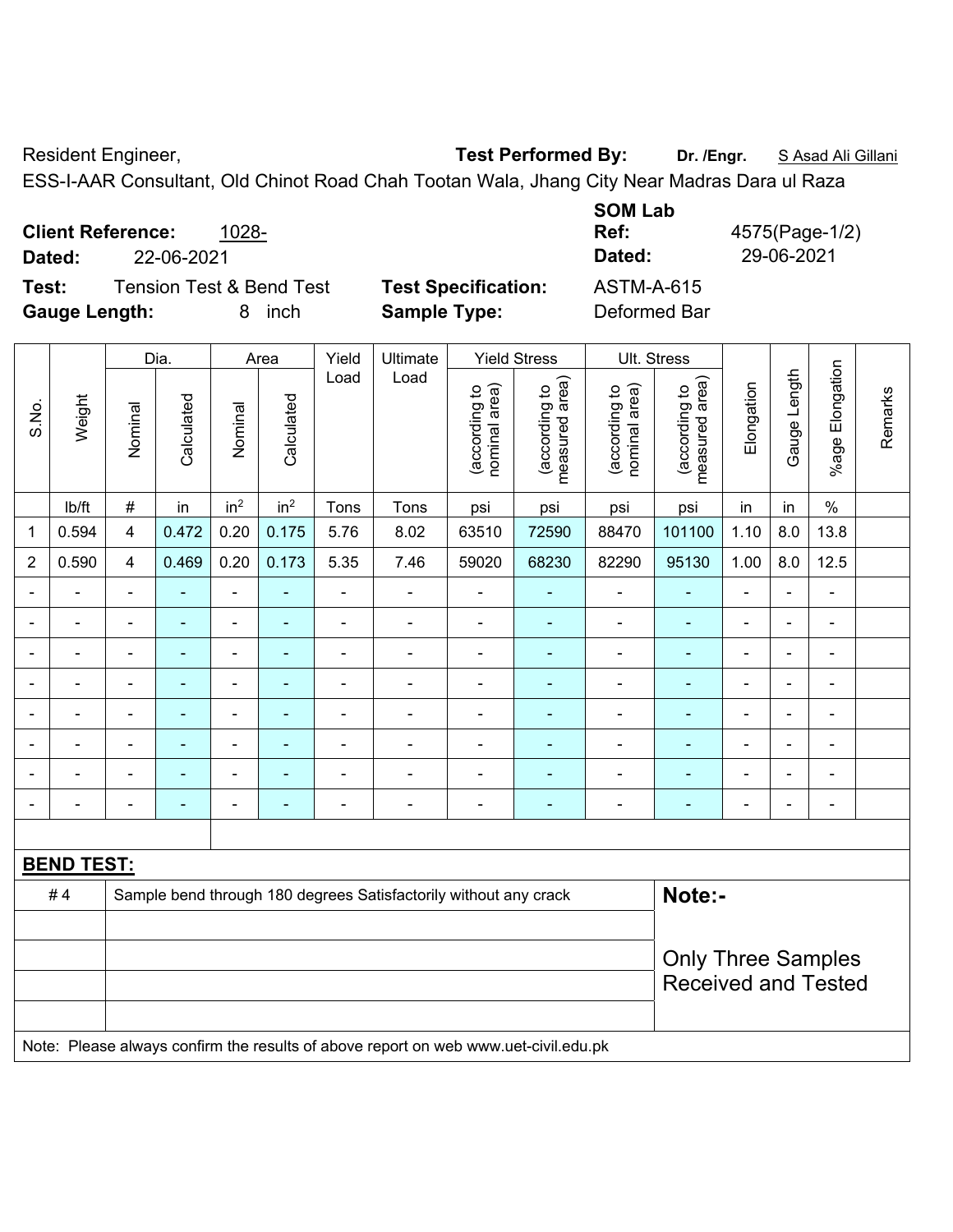Resident Engineer, **Test Performed By:** **Dr. /Engr.** S Asad Ali Gillani

ESS-I-AAR Consultant, Old Chinot Road Chah Tootan Wala, Jhang City Near Madras Dara ul Raza

**Client Reference:** 1028-

**Dated:** 22-06-2021

**SOM Lab Ref:** 4575(Page-1/2)

**Dated:** 29-06-2021

**Test:** Tension Test & Bend Test

**Test Specification:** ASTM-A-615

**Gauge Length:** 8 inch

**Sample Type:** Deformed Bar

| S.No. | Weight | Dia. | | Area | | Yield Load | Ultimate Load | Yield Stress | | Ult. Stress | | Elongation | Gauge Length | %age Elongation | Remarks |
|---|---|---|---|---|---|---|---|---|---|---|---|---|---|---|---|
| | | Nominal | Calculated | Nominal | Calculated | | | (according to nominal area) | (according to measured area) | (according to nominal area) | (according to measured area) | | | | |
| | lb/ft | # | in | in² | in² | Tons | Tons | psi | psi | psi | psi | in | in | % | |
| 1 | 0.594 | 4 | 0.472 | 0.20 | 0.175 | 5.76 | 8.02 | 63510 | 72590 | 88470 | 101100 | 1.10 | 8.0 | 13.8 | |
| 2 | 0.590 | 4 | 0.469 | 0.20 | 0.173 | 5.35 | 7.46 | 59020 | 68230 | 82290 | 95130 | 1.00 | 8.0 | 12.5 | |
| - | - | - | - | - | - | - | - | - | - | - | - | - | - | - | |
| - | - | - | - | - | - | - | - | - | - | - | - | - | - | - | |
| - | - | - | - | - | - | - | - | - | - | - | - | - | - | - | |
| - | - | - | - | - | - | - | - | - | - | - | - | - | - | - | |
| - | - | - | - | - | - | - | - | - | - | - | - | - | - | - | |
| - | - | - | - | - | - | - | - | - | - | - | - | - | - | - | |
| - | - | - | - | - | - | - | - | - | - | - | - | - | - | - | |
| - | - | - | - | - | - | - | - | - | - | - | - | - | - | - | |

**BEND TEST:**

| | | |
|---|---|---|
| # 4 | Sample bend through 180 degrees Satisfactorily without any crack | **Note:-** |
| | | Only Three Samples Received and Tested |

Note: Please always confirm the results of above report on web www.uet-civil.edu.pk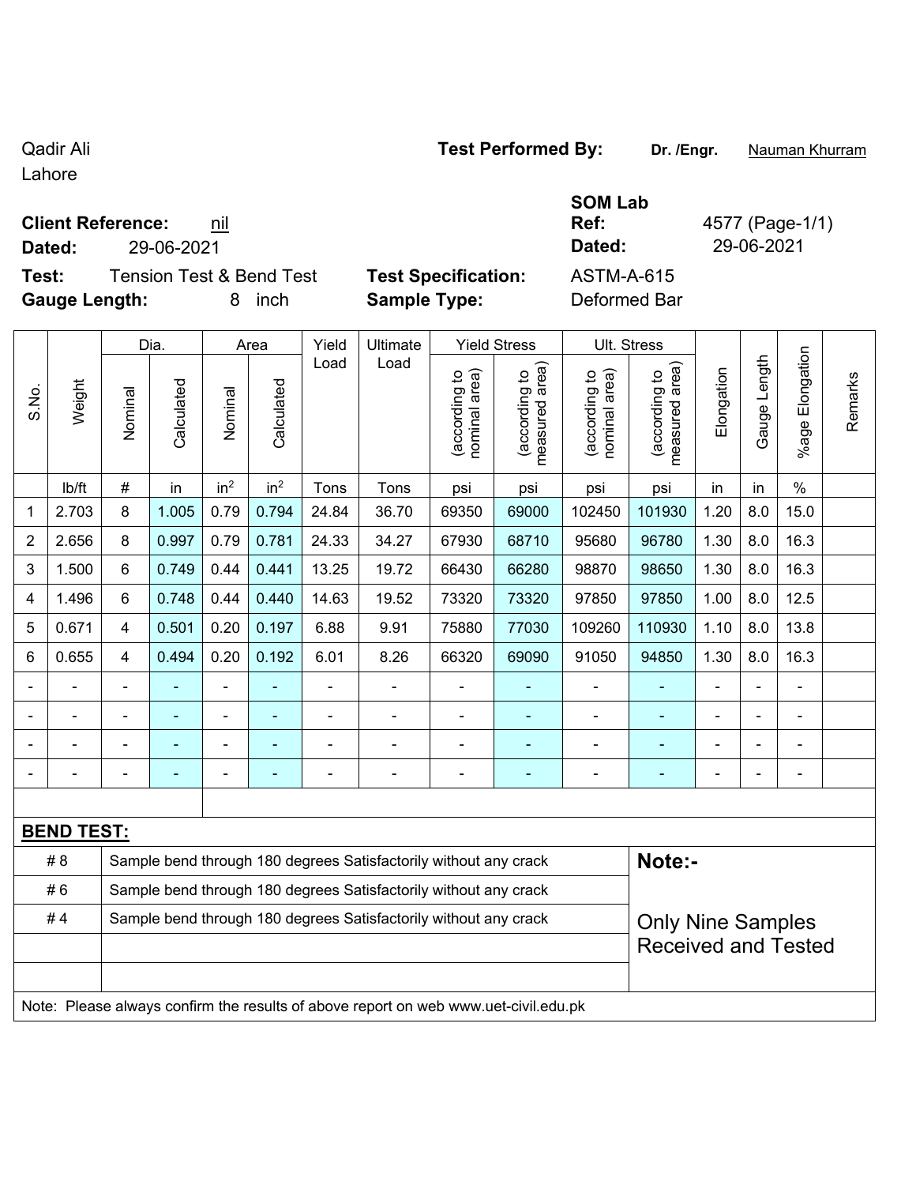Qadir Ali
Lahore

**Test Performed By:** **Dr. /Engr.** Nauman Khurram

**SOM Lab**

**Client Reference:** nil

**Ref:** 4577 (Page-1/1)

**Dated:** 29-06-2021

**Dated:** 29-06-2021

**Test:** Tension Test & Bend Test

**Test Specification:** ASTM-A-615

**Gauge Length:** 8 inch

**Sample Type:** Deformed Bar

| S.No. | Weight | Dia. | | Area | | Yield Load | Ultimate Load | Yield Stress | | Ult. Stress | | Elongation | Gauge Length | %age Elongation | Remarks |
|---|---|---|---|---|---|---|---|---|---|---|---|---|---|---|---|
| | | Nominal | Calculated | Nominal | Calculated | | | (according to nominal area) | (according to measured area) | (according to nominal area) | (according to measured area) | | | | |
| | lb/ft | # | in | in$^2$ | in$^2$ | Tons | Tons | psi | psi | psi | psi | in | in | % | |
| 1 | 2.703 | 8 | 1.005 | 0.79 | 0.794 | 24.84 | 36.70 | 69350 | 69000 | 102450 | 101930 | 1.20 | 8.0 | 15.0 | |
| 2 | 2.656 | 8 | 0.997 | 0.79 | 0.781 | 24.33 | 34.27 | 67930 | 68710 | 95680 | 96780 | 1.30 | 8.0 | 16.3 | |
| 3 | 1.500 | 6 | 0.749 | 0.44 | 0.441 | 13.25 | 19.72 | 66430 | 66280 | 98870 | 98650 | 1.30 | 8.0 | 16.3 | |
| 4 | 1.496 | 6 | 0.748 | 0.44 | 0.440 | 14.63 | 19.52 | 73320 | 73320 | 97850 | 97850 | 1.00 | 8.0 | 12.5 | |
| 5 | 0.671 | 4 | 0.501 | 0.20 | 0.197 | 6.88 | 9.91 | 75880 | 77030 | 109260 | 110930 | 1.10 | 8.0 | 13.8 | |
| 6 | 0.655 | 4 | 0.494 | 0.20 | 0.192 | 6.01 | 8.26 | 66320 | 69090 | 91050 | 94850 | 1.30 | 8.0 | 16.3 | |
| - | - | - | - | - | - | - | - | - | - | - | - | - | - | - | |
| - | - | - | - | - | - | - | - | - | - | - | - | - | - | - | |
| - | - | - | - | - | - | - | - | - | - | - | - | - | - | - | |
| - | - | - | - | - | - | - | - | - | - | - | - | - | - | - | |

**BEND TEST:**

| | |
|---|---|
| # 8 | Sample bend through 180 degrees Satisfactorily without any crack |
| # 6 | Sample bend through 180 degrees Satisfactorily without any crack |
| # 4 | Sample bend through 180 degrees Satisfactorily without any crack |

**Note:-**

Only Nine Samples Received and Tested

Note: Please always confirm the results of above report on web www.uet-civil.edu.pk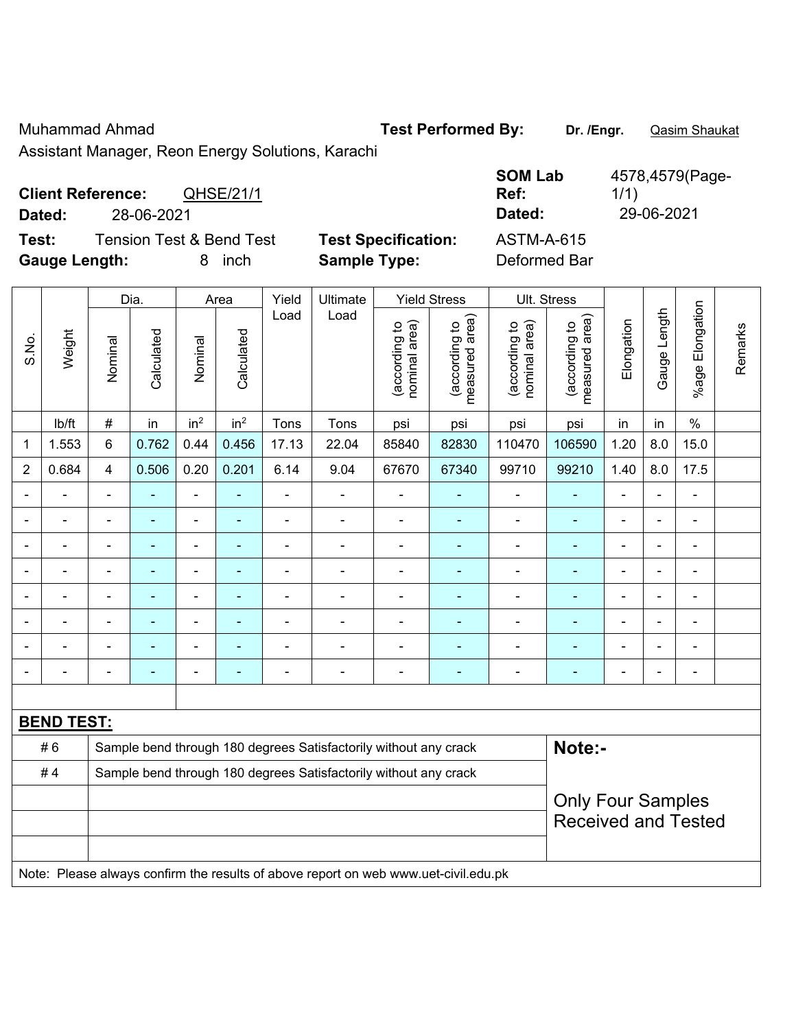Muhammad Ahmad
Assistant Manager, Reon Energy Solutions, Karachi

**Test Performed By:** **Dr. /Engr.** Qasim Shaukat

**Client Reference:** QHSE/21/1
**Dated:** 28-06-2021

**SOM Lab Ref:** 4578,4579(Page-1/1)
**Dated:** 29-06-2021

**Test:** Tension Test & Bend Test
**Gauge Length:** 8 inch

**Test Specification:** ASTM-A-615
**Sample Type:** Deformed Bar

| S.No. | Weight | Dia. | | Area | | Yield Load | Ultimate Load | Yield Stress | | Ult. Stress | | Elongation | Gauge Length | %age Elongation | Remarks |
|---|---|---|---|---|---|---|---|---|---|---|---|---|---|---|---|
| | | Nominal | Calculated | Nominal | Calculated | | | (according to nominal area) | (according to measured area) | (according to nominal area) | (according to measured area) | | | | |
| | lb/ft | # | in | in$^2$ | in$^2$ | Tons | Tons | psi | psi | psi | psi | in | in | % | |
| 1 | 1.553 | 6 | 0.762 | 0.44 | 0.456 | 17.13 | 22.04 | 85840 | 82830 | 110470 | 106590 | 1.20 | 8.0 | 15.0 | |
| 2 | 0.684 | 4 | 0.506 | 0.20 | 0.201 | 6.14 | 9.04 | 67670 | 67340 | 99710 | 99210 | 1.40 | 8.0 | 17.5 | |
| - | - | - | - | - | - | - | - | - | - | - | - | - | - | - | |
| - | - | - | - | - | - | - | - | - | - | - | - | - | - | - | |
| - | - | - | - | - | - | - | - | - | - | - | - | - | - | - | |
| - | - | - | - | - | - | - | - | - | - | - | - | - | - | - | |
| - | - | - | - | - | - | - | - | - | - | - | - | - | - | - | |
| - | - | - | - | - | - | - | - | - | - | - | - | - | - | - | |
| - | - | - | - | - | - | - | - | - | - | - | - | - | - | - | |
| - | - | - | - | - | - | - | - | - | - | - | - | - | - | - | |

**BEND TEST:**

| | | |
|---|---|---|
| # 6 | Sample bend through 180 degrees Satisfactorily without any crack | **Note:-** |
| # 4 | Sample bend through 180 degrees Satisfactorily without any crack | Only Four Samples Received and Tested |

Note: Please always confirm the results of above report on web www.uet-civil.edu.pk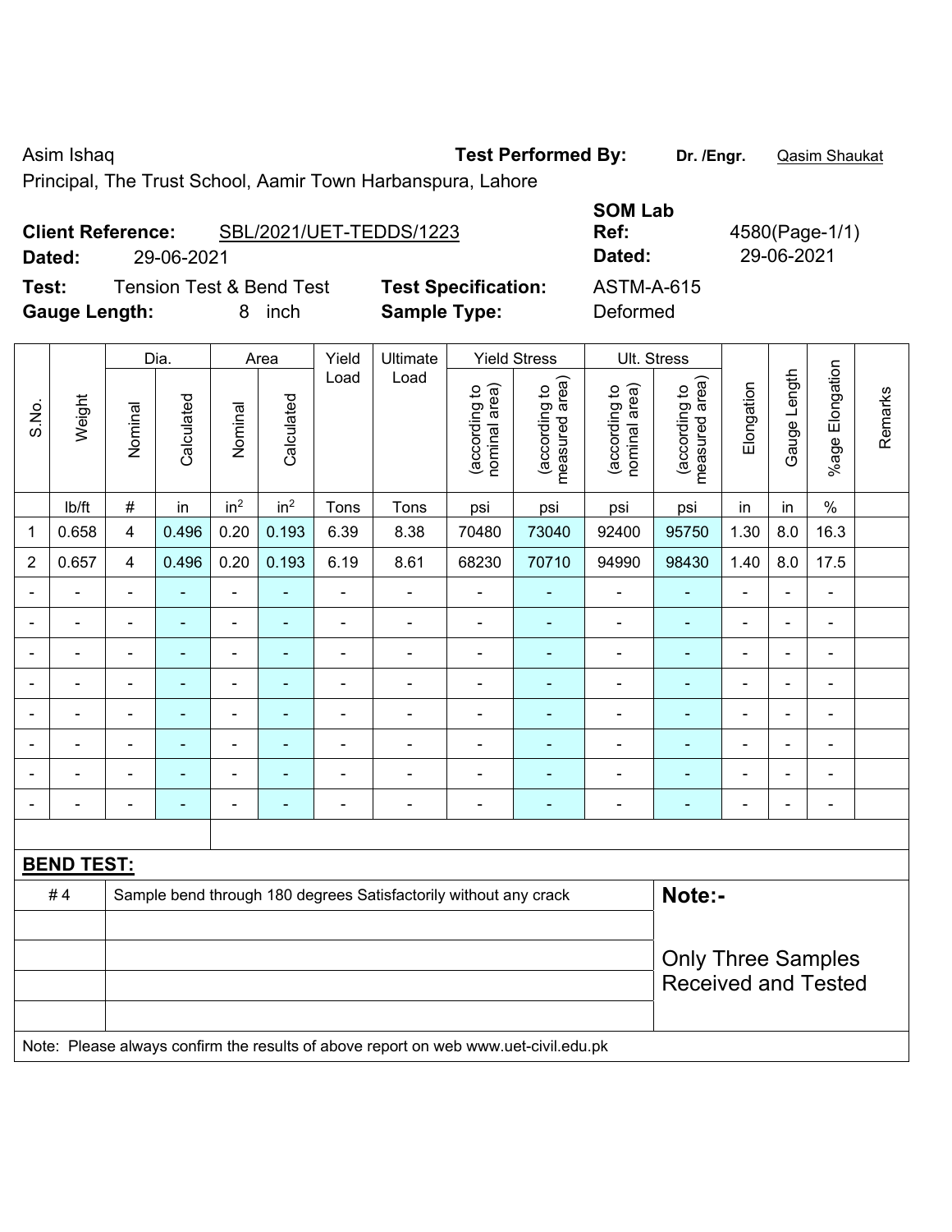Asim Ishaq

Principal, The Trust School, Aamir Town Harbanspura, Lahore

**Test Performed By:** **Dr. /Engr.** Qasim Shaukat

**Client Reference:** SBL/2021/UET-TEDDS/1223

**Dated:** 29-06-2021

**SOM Lab Ref:** 4580(Page-1/1)

**Dated:** 29-06-2021

**Test:** Tension Test & Bend Test

**Test Specification:** ASTM-A-615

**Gauge Length:** 8 inch

**Sample Type:** Deformed

| S.No. | Weight | Dia. | | Area | | Yield Load | Ultimate Load | Yield Stress | | Ult. Stress | | Elongation | Gauge Length | %age Elongation | Remarks |
|---|---|---|---|---|---|---|---|---|---|---|---|---|---|---|---|
| | | Nominal | Calculated | Nominal | Calculated | | | (according to nominal area) | (according to measured area) | (according to nominal area) | (according to measured area) | | | | |
| | lb/ft | # | in | $in^2$ | $in^2$ | Tons | Tons | psi | psi | psi | psi | in | in | % | |
| 1 | 0.658 | 4 | 0.496 | 0.20 | 0.193 | 6.39 | 8.38 | 70480 | 73040 | 92400 | 95750 | 1.30 | 8.0 | 16.3 | |
| 2 | 0.657 | 4 | 0.496 | 0.20 | 0.193 | 6.19 | 8.61 | 68230 | 70710 | 94990 | 98430 | 1.40 | 8.0 | 17.5 | |
| - | - | - | - | - | - | - | - | - | - | - | - | - | - | - | |
| - | - | - | - | - | - | - | - | - | - | - | - | - | - | - | |
| - | - | - | - | - | - | - | - | - | - | - | - | - | - | - | |
| - | - | - | - | - | - | - | - | - | - | - | - | - | - | - | |
| - | - | - | - | - | - | - | - | - | - | - | - | - | - | - | |
| - | - | - | - | - | - | - | - | - | - | - | - | - | - | - | |
| - | - | - | - | - | - | - | - | - | - | - | - | - | - | - | |
| - | - | - | - | - | - | - | - | - | - | - | - | - | - | - | |

**BEND TEST:**

| | | |
|---|---|---|
| # 4 | Sample bend through 180 degrees Satisfactorily without any crack | **Note:-** Only Three Samples Received and Tested |

Note: Please always confirm the results of above report on web www.uet-civil.edu.pk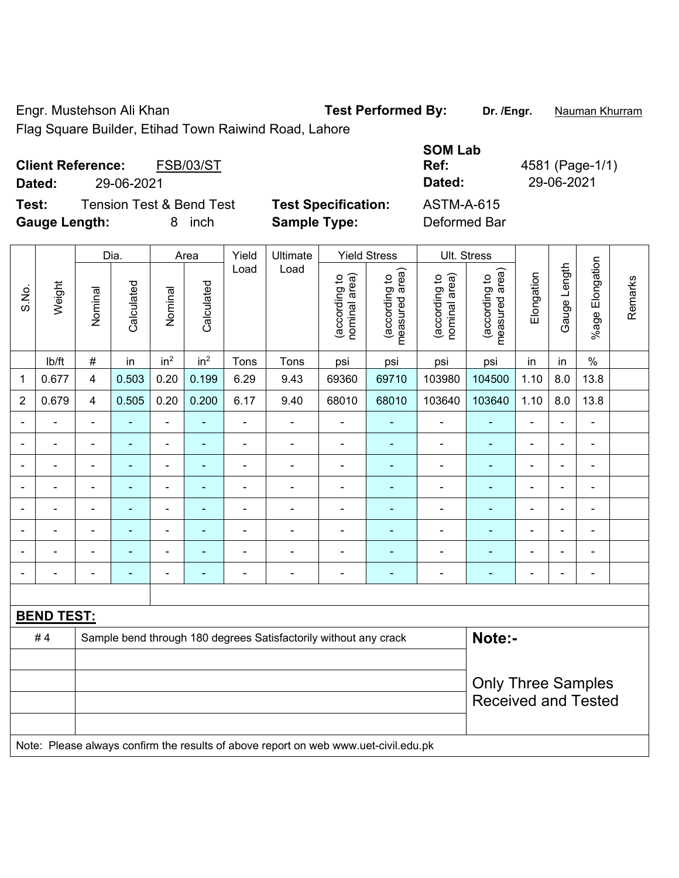Engr. Mustehson Ali Khan **Test Performed By:** **Dr. /Engr.** Nauman Khurram

Flag Square Builder, Etihad Town Raiwind Road, Lahore

**Client Reference:** FSB/03/ST **SOM Lab Ref:** 4581 (Page-1/1)

**Dated:** 29-06-2021 **Dated:** 29-06-2021

**Test:** Tension Test & Bend Test **Test Specification:** ASTM-A-615

**Gauge Length:** 8 inch **Sample Type:** Deformed Bar

| S.No. | Weight | Dia. | | Area | | Yield Load | Ultimate Load | Yield Stress | | Ult. Stress | | Elongation | Gauge Length | %age Elongation | Remarks |
|---|---|---|---|---|---|---|---|---|---|---|---|---|---|---|---|
| | | Nominal | Calculated | Nominal | Calculated | | | (according to nominal area) | (according to measured area) | (according to nominal area) | (according to measured area) | | | | |
| | lb/ft | # | in | in$^2$ | in$^2$ | Tons | Tons | psi | psi | psi | psi | in | in | % | |
| 1 | 0.677 | 4 | 0.503 | 0.20 | 0.199 | 6.29 | 9.43 | 69360 | 69710 | 103980 | 104500 | 1.10 | 8.0 | 13.8 | |
| 2 | 0.679 | 4 | 0.505 | 0.20 | 0.200 | 6.17 | 9.40 | 68010 | 68010 | 103640 | 103640 | 1.10 | 8.0 | 13.8 | |
| - | - | - | - | - | - | - | - | - | - | - | - | - | - | - | |
| - | - | - | - | - | - | - | - | - | - | - | - | - | - | - | |
| - | - | - | - | - | - | - | - | - | - | - | - | - | - | - | |
| - | - | - | - | - | - | - | - | - | - | - | - | - | - | - | |
| - | - | - | - | - | - | - | - | - | - | - | - | - | - | - | |
| - | - | - | - | - | - | - | - | - | - | - | - | - | - | - | |
| - | - | - | - | - | - | - | - | - | - | - | - | - | - | - | |
| - | - | - | - | - | - | - | - | - | - | - | - | - | - | - | |

**BEND TEST:**

| | | |
|---|---|---|
| # 4 | Sample bend through 180 degrees Satisfactorily without any crack | **Note:-** |
| | | Only Three Samples Received and Tested |
| | | |
| | | |
| | | |

Note: Please always confirm the results of above report on web www.uet-civil.edu.pk